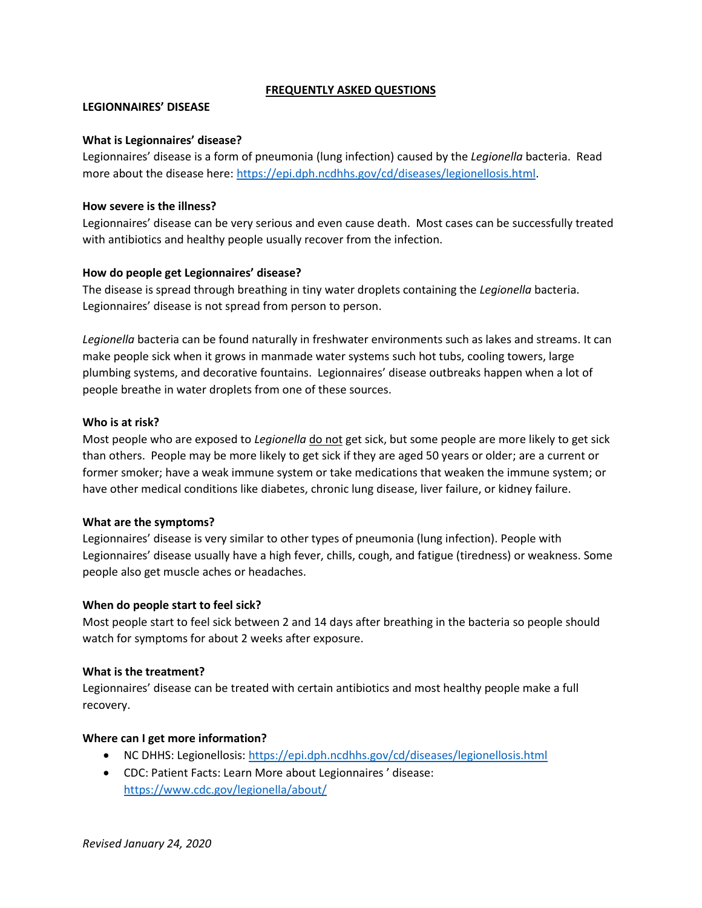# FREQUENTLY ASKED QUESTIONS

## LEGIONNAIRES' DISEASE

### What is Legionnaires' disease?

Legionnaires' disease is a form of pneumonia (lung infection) caused by the *Legionella* bacteria. Read more about the disease here: https://epi.dph.ncdhhs.gov/cd/diseases/legionellosis.html.

### How severe is the illness?

Legionnaires' disease can be very serious and even cause death. Most cases can be successfully treated with antibiotics and healthy people usually recover from the infection.

### How do people get Legionnaires' disease?

The disease is spread through breathing in tiny water droplets containing the *Legionella* bacteria. Legionnaires' disease is not spread from person to person.

*Legionella* bacteria can be found naturally in freshwater environments such as lakes and streams. It can make people sick when it grows in manmade water systems such hot tubs, cooling towers, large plumbing systems, and decorative fountains. Legionnaires' disease outbreaks happen when a lot of people breathe in water droplets from one of these sources.

### Who is at risk?

Most people who are exposed to *Legionella* <u>do not</u> get sick, but some people are more likely to get sick than others. People may be more likely to get sick if they are aged 50 years or older; are a current or former smoker; have a weak immune system or take medications that weaken the immune system; or have other medical conditions like diabetes, chronic lung disease, liver failure, or kidney failure.

### What are the symptoms?

Legionnaires' disease is very similar to other types of pneumonia (lung infection). People with Legionnaires' disease usually have a high fever, chills, cough, and fatigue (tiredness) or weakness. Some people also get muscle aches or headaches.

### When do people start to feel sick?

Most people start to feel sick between 2 and 14 days after breathing in the bacteria so people should watch for symptoms for about 2 weeks after exposure.

### What is the treatment?

Legionnaires' disease can be treated with certain antibiotics and most healthy people make a full recovery.

### Where can I get more information?

- NC DHHS: Legionellosis: https://epi.dph.ncdhhs.gov/cd/diseases/legionellosis.html
- CDC: Patient Facts: Learn More about Legionnaires ' disease: https://www.cdc.gov/legionella/about/

*Revised January 24, 2020*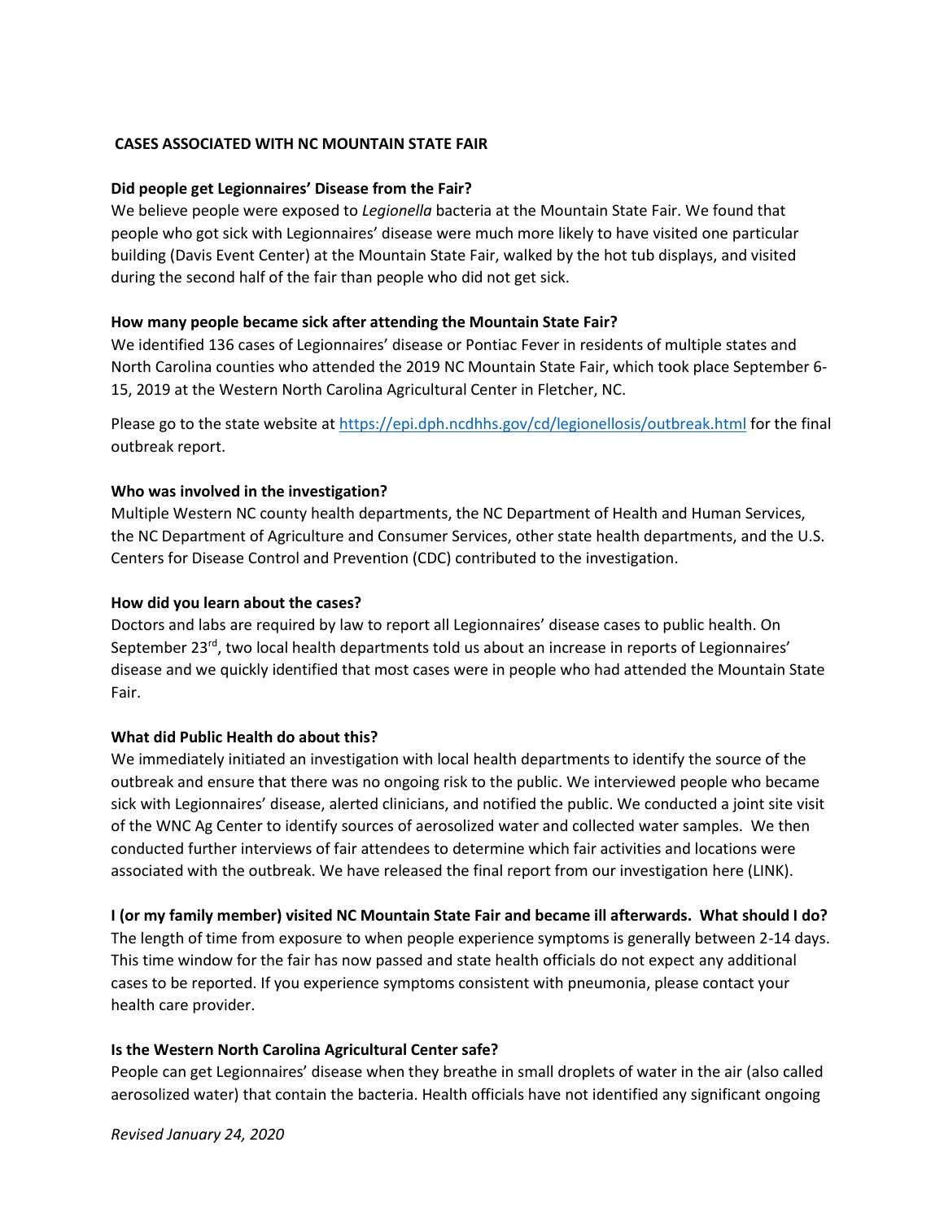## CASES ASSOCIATED WITH NC MOUNTAIN STATE FAIR

**Did people get Legionnaires' Disease from the Fair?**

We believe people were exposed to *Legionella* bacteria at the Mountain State Fair. We found that people who got sick with Legionnaires' disease were much more likely to have visited one particular building (Davis Event Center) at the Mountain State Fair, walked by the hot tub displays, and visited during the second half of the fair than people who did not get sick.

**How many people became sick after attending the Mountain State Fair?**

We identified 136 cases of Legionnaires' disease or Pontiac Fever in residents of multiple states and North Carolina counties who attended the 2019 NC Mountain State Fair, which took place September 6-15, 2019 at the Western North Carolina Agricultural Center in Fletcher, NC.

Please go to the state website at https://epi.dph.ncdhhs.gov/cd/legionellosis/outbreak.html for the final outbreak report.

**Who was involved in the investigation?**

Multiple Western NC county health departments, the NC Department of Health and Human Services, the NC Department of Agriculture and Consumer Services, other state health departments, and the U.S. Centers for Disease Control and Prevention (CDC) contributed to the investigation.

**How did you learn about the cases?**

Doctors and labs are required by law to report all Legionnaires' disease cases to public health. On September 23rd, two local health departments told us about an increase in reports of Legionnaires' disease and we quickly identified that most cases were in people who had attended the Mountain State Fair.

**What did Public Health do about this?**

We immediately initiated an investigation with local health departments to identify the source of the outbreak and ensure that there was no ongoing risk to the public. We interviewed people who became sick with Legionnaires' disease, alerted clinicians, and notified the public. We conducted a joint site visit of the WNC Ag Center to identify sources of aerosolized water and collected water samples. We then conducted further interviews of fair attendees to determine which fair activities and locations were associated with the outbreak. We have released the final report from our investigation here (LINK).

**I (or my family member) visited NC Mountain State Fair and became ill afterwards. What should I do?**

The length of time from exposure to when people experience symptoms is generally between 2-14 days. This time window for the fair has now passed and state health officials do not expect any additional cases to be reported. If you experience symptoms consistent with pneumonia, please contact your health care provider.

**Is the Western North Carolina Agricultural Center safe?**

People can get Legionnaires' disease when they breathe in small droplets of water in the air (also called aerosolized water) that contain the bacteria. Health officials have not identified any significant ongoing

*Revised January 24, 2020*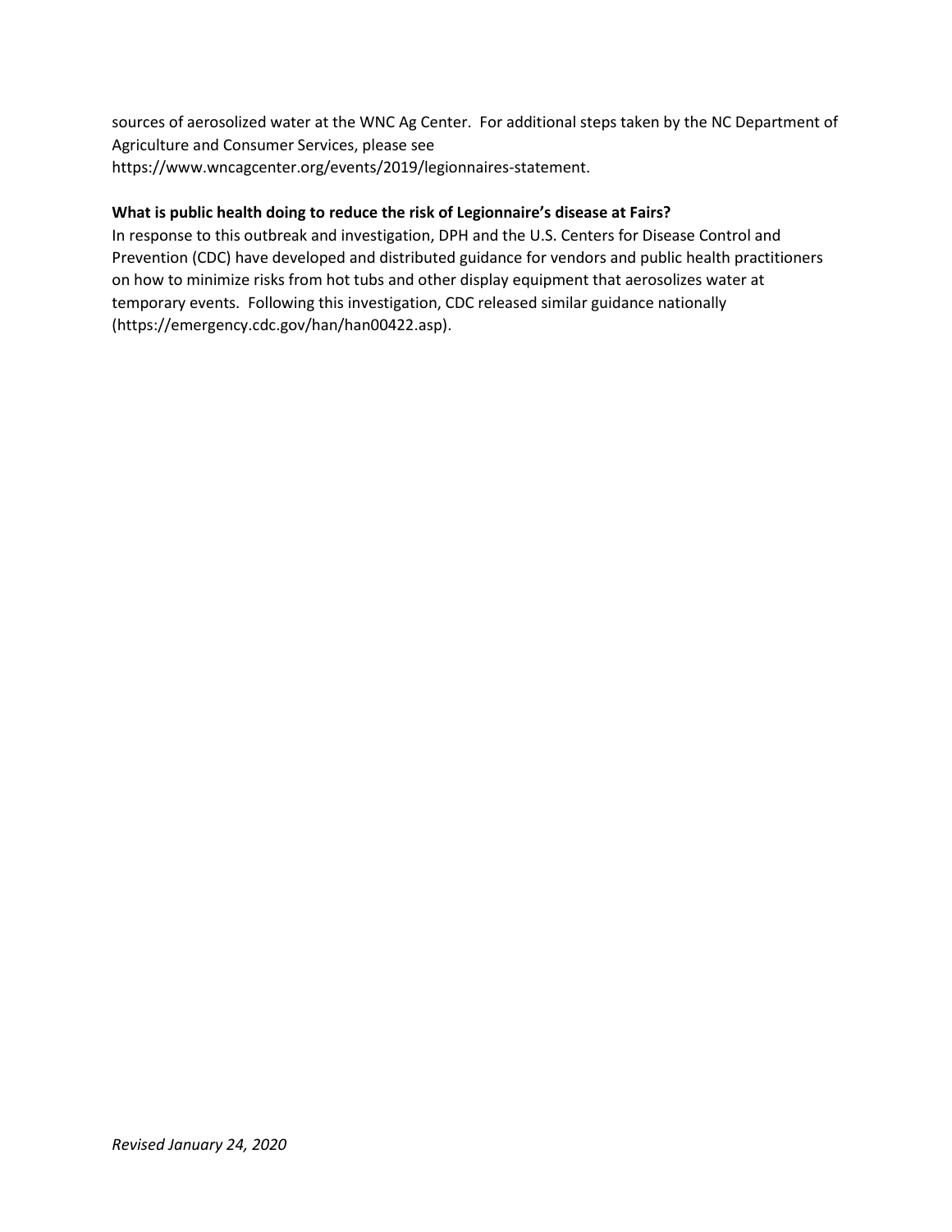sources of aerosolized water at the WNC Ag Center. For additional steps taken by the NC Department of Agriculture and Consumer Services, please see https://www.wncagcenter.org/events/2019/legionnaires-statement.

**What is public health doing to reduce the risk of Legionnaire's disease at Fairs?**

In response to this outbreak and investigation, DPH and the U.S. Centers for Disease Control and Prevention (CDC) have developed and distributed guidance for vendors and public health practitioners on how to minimize risks from hot tubs and other display equipment that aerosolizes water at temporary events. Following this investigation, CDC released similar guidance nationally (https://emergency.cdc.gov/han/han00422.asp).

*Revised January 24, 2020*